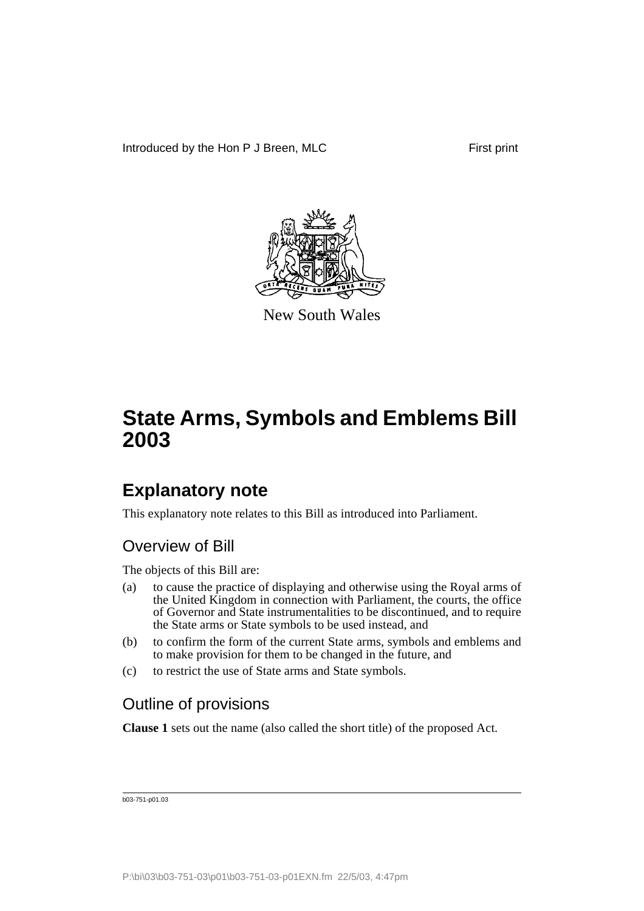Introduced by the Hon P J Breen, MLC

First print

New South Wales

# State Arms, Symbols and Emblems Bill 2003

## Explanatory note

This explanatory note relates to this Bill as introduced into Parliament.

### Overview of Bill

The objects of this Bill are:

(a) to cause the practice of displaying and otherwise using the Royal arms of the United Kingdom in connection with Parliament, the courts, the office of Governor and State instrumentalities to be discontinued, and to require the State arms or State symbols to be used instead, and

(b) to confirm the form of the current State arms, symbols and emblems and to make provision for them to be changed in the future, and

(c) to restrict the use of State arms and State symbols.

### Outline of provisions

**Clause 1** sets out the name (also called the short title) of the proposed Act.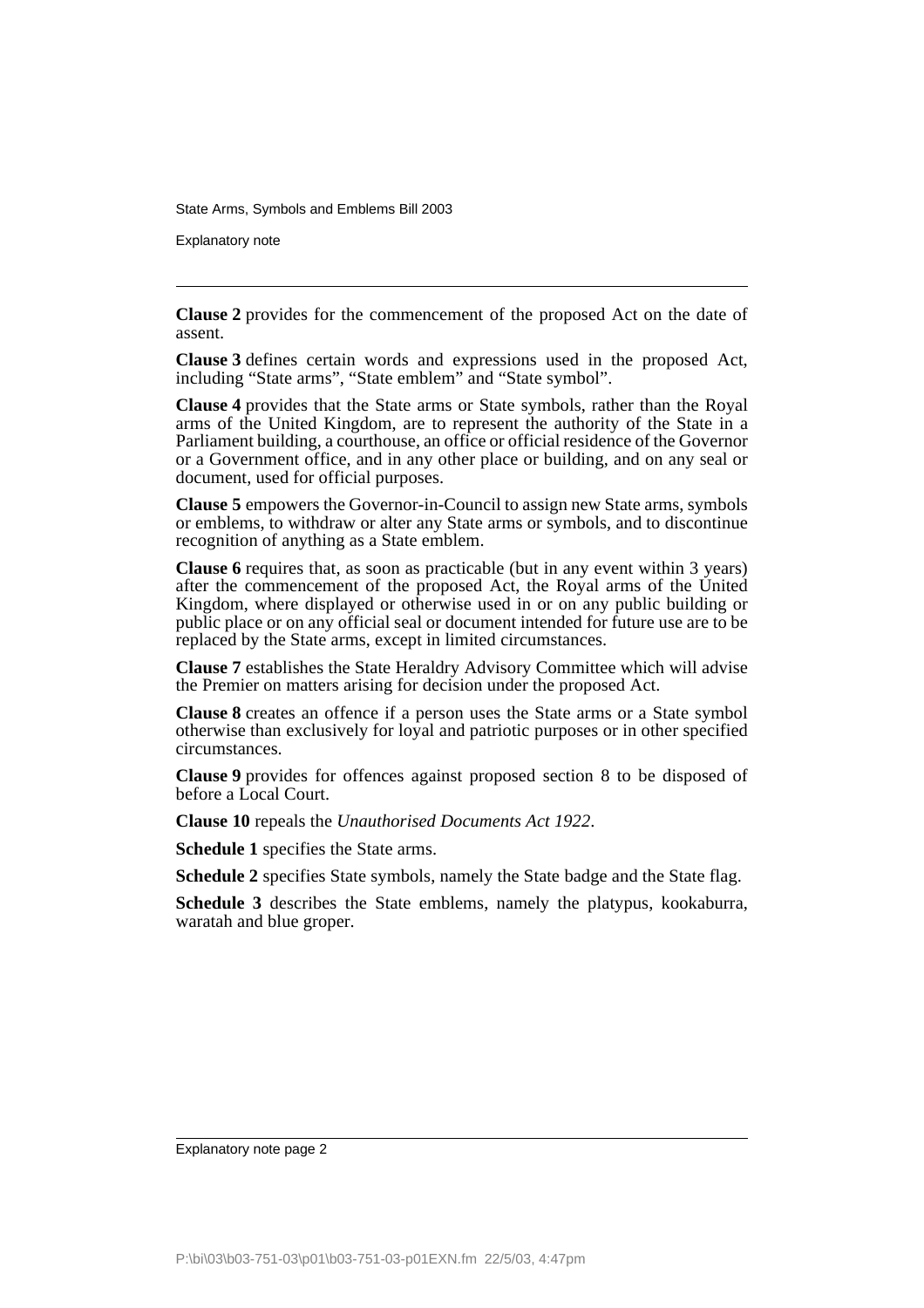**Clause 2** provides for the commencement of the proposed Act on the date of assent.

**Clause 3** defines certain words and expressions used in the proposed Act, including "State arms", "State emblem" and "State symbol".

**Clause 4** provides that the State arms or State symbols, rather than the Royal arms of the United Kingdom, are to represent the authority of the State in a Parliament building, a courthouse, an office or official residence of the Governor or a Government office, and in any other place or building, and on any seal or document, used for official purposes.

**Clause 5** empowers the Governor-in-Council to assign new State arms, symbols or emblems, to withdraw or alter any State arms or symbols, and to discontinue recognition of anything as a State emblem.

**Clause 6** requires that, as soon as practicable (but in any event within 3 years) after the commencement of the proposed Act, the Royal arms of the United Kingdom, where displayed or otherwise used in or on any public building or public place or on any official seal or document intended for future use are to be replaced by the State arms, except in limited circumstances.

**Clause 7** establishes the State Heraldry Advisory Committee which will advise the Premier on matters arising for decision under the proposed Act.

**Clause 8** creates an offence if a person uses the State arms or a State symbol otherwise than exclusively for loyal and patriotic purposes or in other specified circumstances.

**Clause 9** provides for offences against proposed section 8 to be disposed of before a Local Court.

**Clause 10** repeals the *Unauthorised Documents Act 1922*.

**Schedule 1** specifies the State arms.

**Schedule 2** specifies State symbols, namely the State badge and the State flag.

**Schedule 3** describes the State emblems, namely the platypus, kookaburra, waratah and blue groper.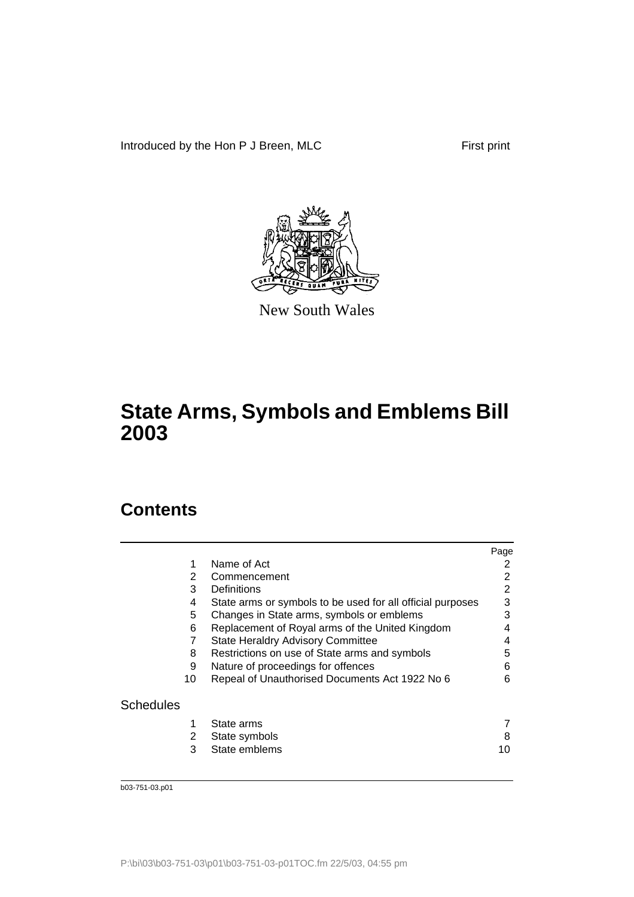Introduced by the Hon P J Breen, MLC First print

New South Wales

# State Arms, Symbols and Emblems Bill 2003

## Contents

| | | Page |
|---|---|---|
| 1 | Name of Act | 2 |
| 2 | Commencement | 2 |
| 3 | Definitions | 2 |
| 4 | State arms or symbols to be used for all official purposes | 3 |
| 5 | Changes in State arms, symbols or emblems | 3 |
| 6 | Replacement of Royal arms of the United Kingdom | 4 |
| 7 | State Heraldry Advisory Committee | 4 |
| 8 | Restrictions on use of State arms and symbols | 5 |
| 9 | Nature of proceedings for offences | 6 |
| 10 | Repeal of Unauthorised Documents Act 1922 No 6 | 6 |

Schedules

| | | |
|---|---|---|
| 1 | State arms | 7 |
| 2 | State symbols | 8 |
| 3 | State emblems | 10 |

b03-751-03.p01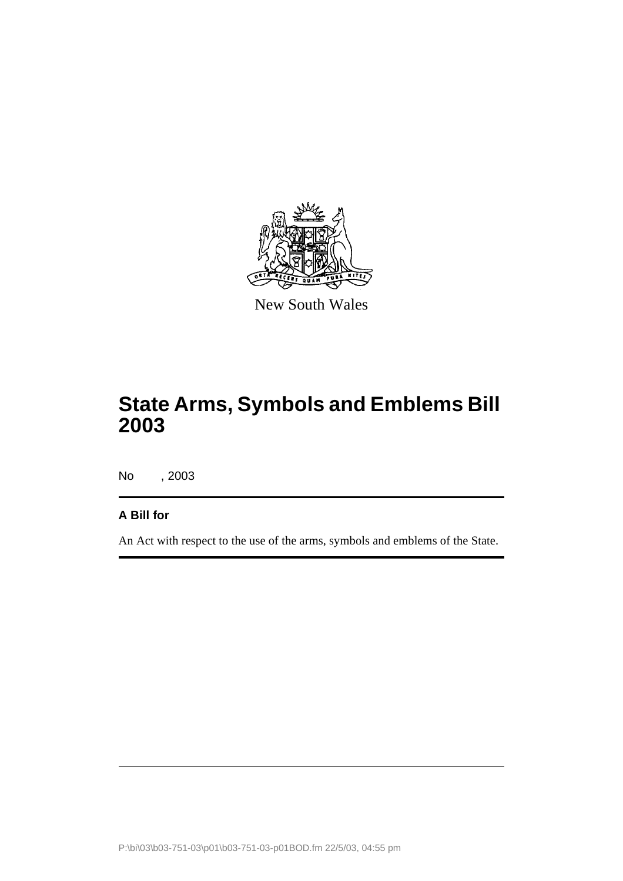New South Wales

# State Arms, Symbols and Emblems Bill 2003

No , 2003

**A Bill for**

An Act with respect to the use of the arms, symbols and emblems of the State.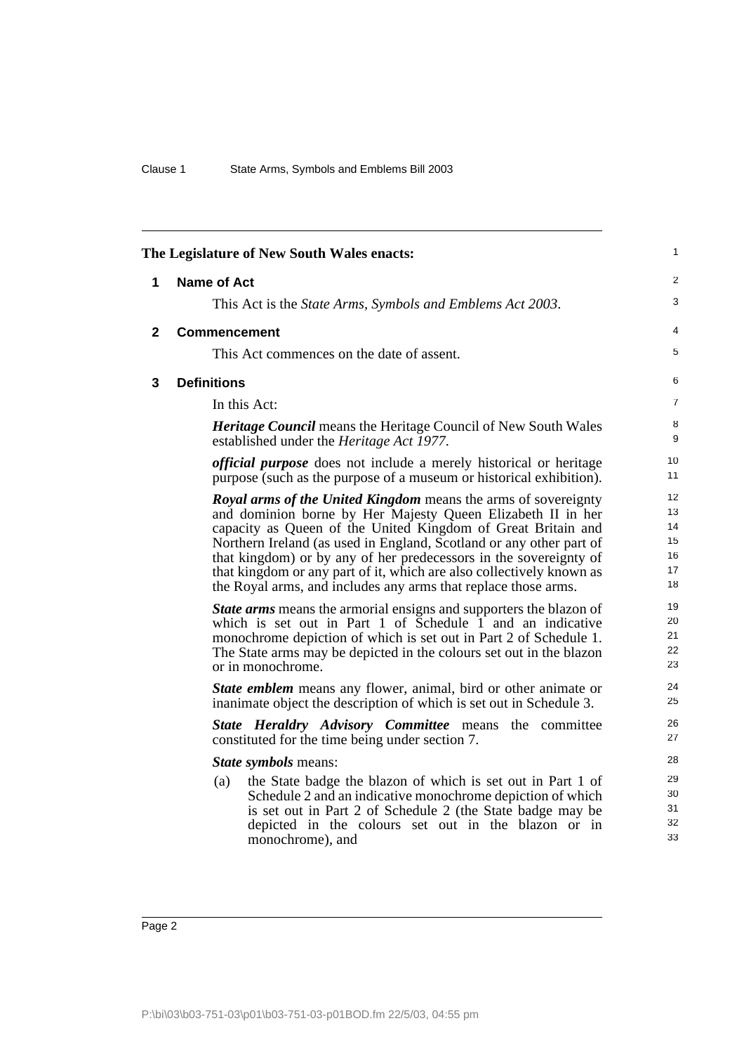The Legislature of New South Wales enacts:

## 1 Name of Act

This Act is the *State Arms, Symbols and Emblems Act 2003*.

## 2 Commencement

This Act commences on the date of assent.

## 3 Definitions

In this Act:

***Heritage Council*** means the Heritage Council of New South Wales established under the *Heritage Act 1977*.

***official purpose*** does not include a merely historical or heritage purpose (such as the purpose of a museum or historical exhibition).

***Royal arms of the United Kingdom*** means the arms of sovereignty and dominion borne by Her Majesty Queen Elizabeth II in her capacity as Queen of the United Kingdom of Great Britain and Northern Ireland (as used in England, Scotland or any other part of that kingdom) or by any of her predecessors in the sovereignty of that kingdom or any part of it, which are also collectively known as the Royal arms, and includes any arms that replace those arms.

***State arms*** means the armorial ensigns and supporters the blazon of which is set out in Part 1 of Schedule 1 and an indicative monochrome depiction of which is set out in Part 2 of Schedule 1. The State arms may be depicted in the colours set out in the blazon or in monochrome.

***State emblem*** means any flower, animal, bird or other animate or inanimate object the description of which is set out in Schedule 3.

***State Heraldry Advisory Committee*** means the committee constituted for the time being under section 7.

***State symbols*** means:

(a) the State badge the blazon of which is set out in Part 1 of Schedule 2 and an indicative monochrome depiction of which is set out in Part 2 of Schedule 2 (the State badge may be depicted in the colours set out in the blazon or in monochrome), and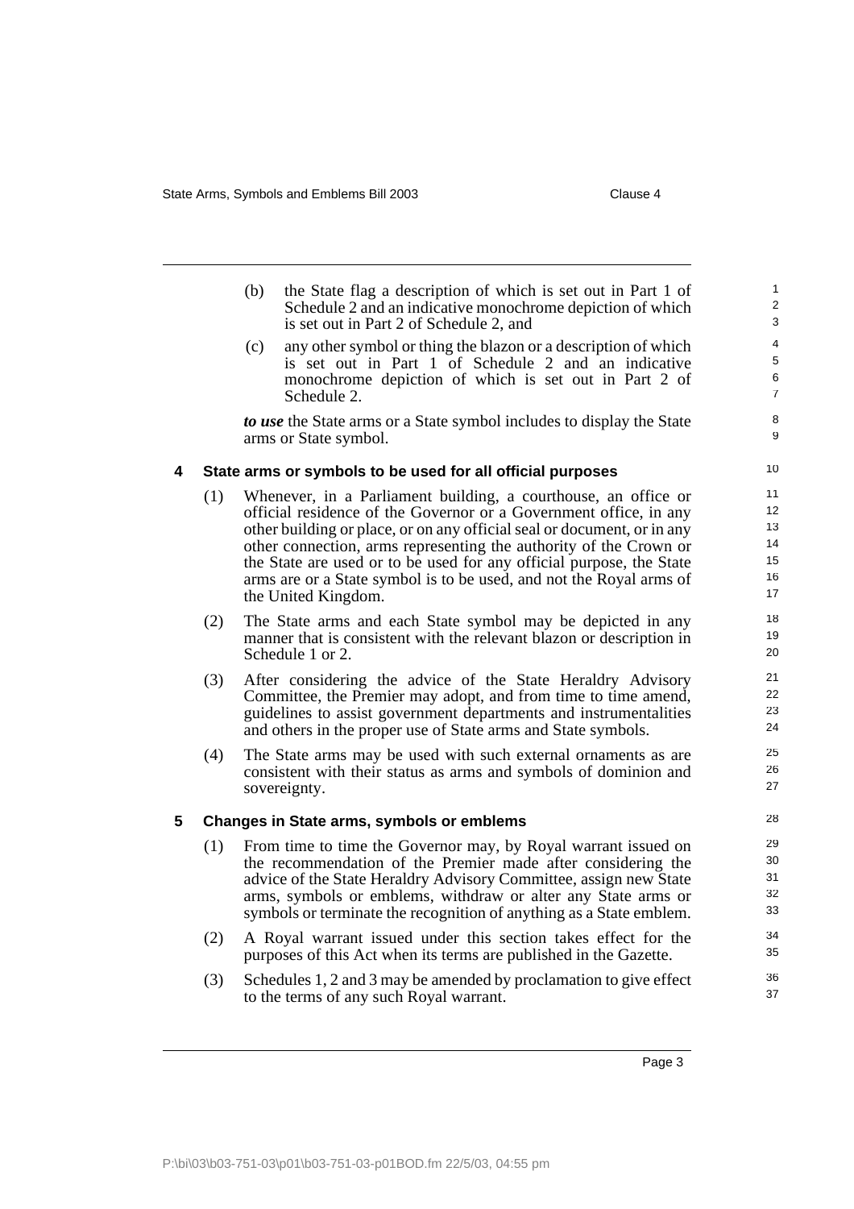(b) the State flag a description of which is set out in Part 1 of Schedule 2 and an indicative monochrome depiction of which is set out in Part 2 of Schedule 2, and

(c) any other symbol or thing the blazon or a description of which is set out in Part 1 of Schedule 2 and an indicative monochrome depiction of which is set out in Part 2 of Schedule 2.

***to use*** the State arms or a State symbol includes to display the State arms or State symbol.

### 4 State arms or symbols to be used for all official purposes

(1) Whenever, in a Parliament building, a courthouse, an office or official residence of the Governor or a Government office, in any other building or place, or on any official seal or document, or in any other connection, arms representing the authority of the Crown or the State are used or to be used for any official purpose, the State arms are or a State symbol is to be used, and not the Royal arms of the United Kingdom.

(2) The State arms and each State symbol may be depicted in any manner that is consistent with the relevant blazon or description in Schedule 1 or 2.

(3) After considering the advice of the State Heraldry Advisory Committee, the Premier may adopt, and from time to time amend, guidelines to assist government departments and instrumentalities and others in the proper use of State arms and State symbols.

(4) The State arms may be used with such external ornaments as are consistent with their status as arms and symbols of dominion and sovereignty.

### 5 Changes in State arms, symbols or emblems

(1) From time to time the Governor may, by Royal warrant issued on the recommendation of the Premier made after considering the advice of the State Heraldry Advisory Committee, assign new State arms, symbols or emblems, withdraw or alter any State arms or symbols or terminate the recognition of anything as a State emblem.

(2) A Royal warrant issued under this section takes effect for the purposes of this Act when its terms are published in the Gazette.

(3) Schedules 1, 2 and 3 may be amended by proclamation to give effect to the terms of any such Royal warrant.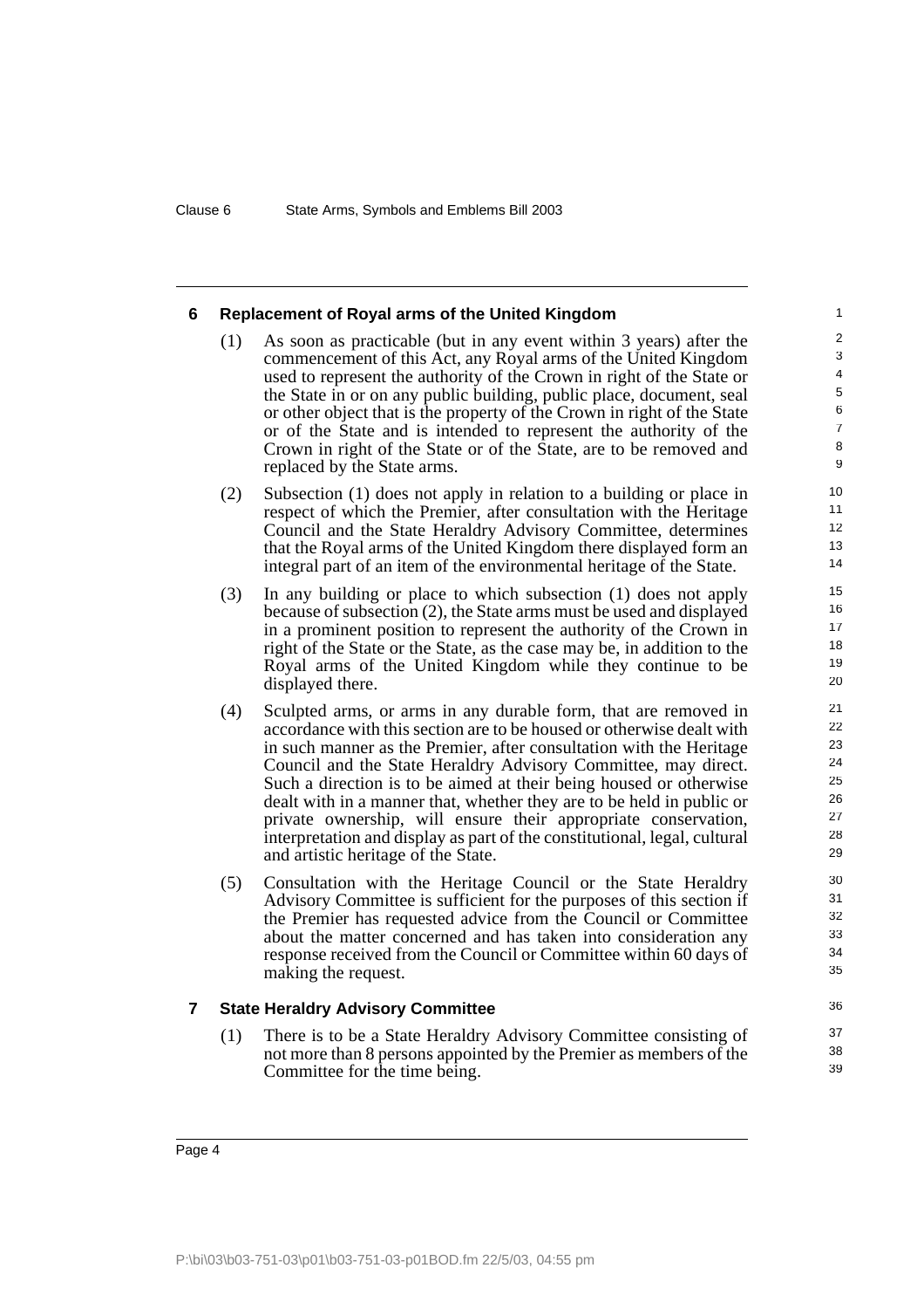### 6 Replacement of Royal arms of the United Kingdom

(1) As soon as practicable (but in any event within 3 years) after the commencement of this Act, any Royal arms of the United Kingdom used to represent the authority of the Crown in right of the State or the State in or on any public building, public place, document, seal or other object that is the property of the Crown in right of the State or of the State and is intended to represent the authority of the Crown in right of the State or of the State, are to be removed and replaced by the State arms.

(2) Subsection (1) does not apply in relation to a building or place in respect of which the Premier, after consultation with the Heritage Council and the State Heraldry Advisory Committee, determines that the Royal arms of the United Kingdom there displayed form an integral part of an item of the environmental heritage of the State.

(3) In any building or place to which subsection (1) does not apply because of subsection (2), the State arms must be used and displayed in a prominent position to represent the authority of the Crown in right of the State or the State, as the case may be, in addition to the Royal arms of the United Kingdom while they continue to be displayed there.

(4) Sculpted arms, or arms in any durable form, that are removed in accordance with this section are to be housed or otherwise dealt with in such manner as the Premier, after consultation with the Heritage Council and the State Heraldry Advisory Committee, may direct. Such a direction is to be aimed at their being housed or otherwise dealt with in a manner that, whether they are to be held in public or private ownership, will ensure their appropriate conservation, interpretation and display as part of the constitutional, legal, cultural and artistic heritage of the State.

(5) Consultation with the Heritage Council or the State Heraldry Advisory Committee is sufficient for the purposes of this section if the Premier has requested advice from the Council or Committee about the matter concerned and has taken into consideration any response received from the Council or Committee within 60 days of making the request.

### 7 State Heraldry Advisory Committee

(1) There is to be a State Heraldry Advisory Committee consisting of not more than 8 persons appointed by the Premier as members of the Committee for the time being.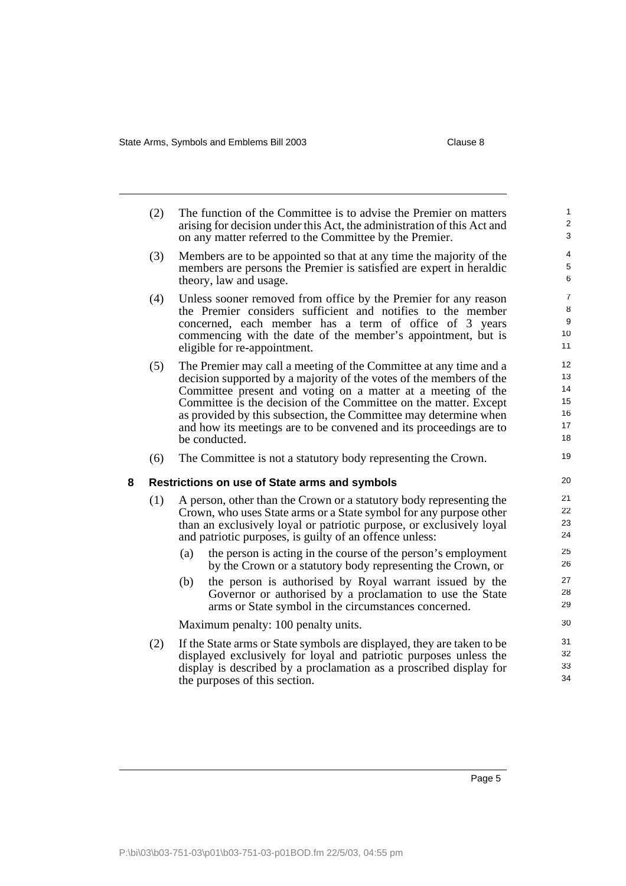(2) The function of the Committee is to advise the Premier on matters arising for decision under this Act, the administration of this Act and on any matter referred to the Committee by the Premier.

(3) Members are to be appointed so that at any time the majority of the members are persons the Premier is satisfied are expert in heraldic theory, law and usage.

(4) Unless sooner removed from office by the Premier for any reason the Premier considers sufficient and notifies to the member concerned, each member has a term of office of 3 years commencing with the date of the member's appointment, but is eligible for re-appointment.

(5) The Premier may call a meeting of the Committee at any time and a decision supported by a majority of the votes of the members of the Committee present and voting on a matter at a meeting of the Committee is the decision of the Committee on the matter. Except as provided by this subsection, the Committee may determine when and how its meetings are to be convened and its proceedings are to be conducted.

(6) The Committee is not a statutory body representing the Crown.

### 8 Restrictions on use of State arms and symbols

(1) A person, other than the Crown or a statutory body representing the Crown, who uses State arms or a State symbol for any purpose other than an exclusively loyal or patriotic purpose, or exclusively loyal and patriotic purposes, is guilty of an offence unless:

- (a) the person is acting in the course of the person's employment by the Crown or a statutory body representing the Crown, or
- (b) the person is authorised by Royal warrant issued by the Governor or authorised by a proclamation to use the State arms or State symbol in the circumstances concerned.

Maximum penalty: 100 penalty units.

(2) If the State arms or State symbols are displayed, they are taken to be displayed exclusively for loyal and patriotic purposes unless the display is described by a proclamation as a proscribed display for the purposes of this section.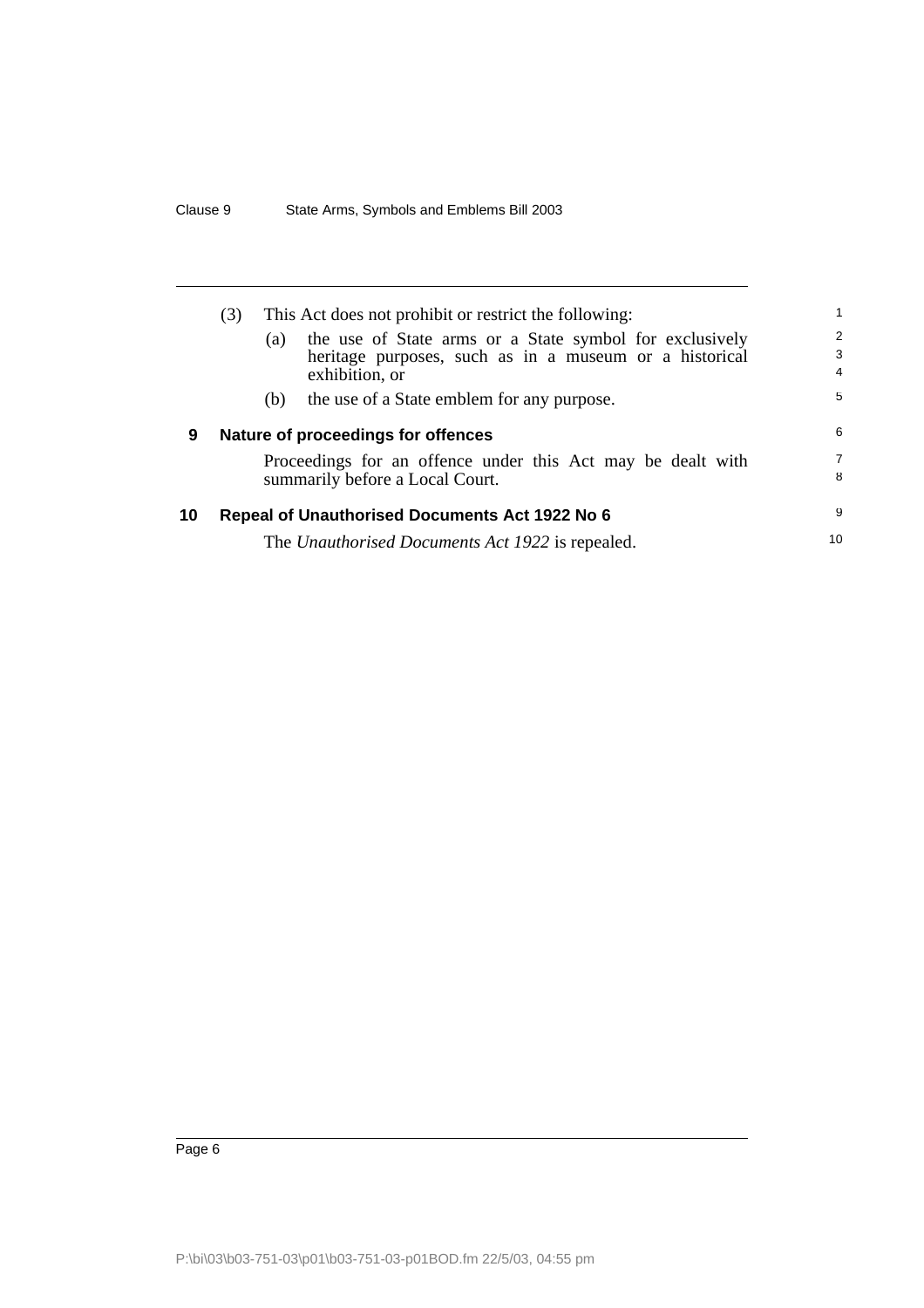(3) This Act does not prohibit or restrict the following:

(a) the use of State arms or a State symbol for exclusively heritage purposes, such as in a museum or a historical exhibition, or

(b) the use of a State emblem for any purpose.

### 9 Nature of proceedings for offences

Proceedings for an offence under this Act may be dealt with summarily before a Local Court.

### 10 Repeal of Unauthorised Documents Act 1922 No 6

The *Unauthorised Documents Act 1922* is repealed.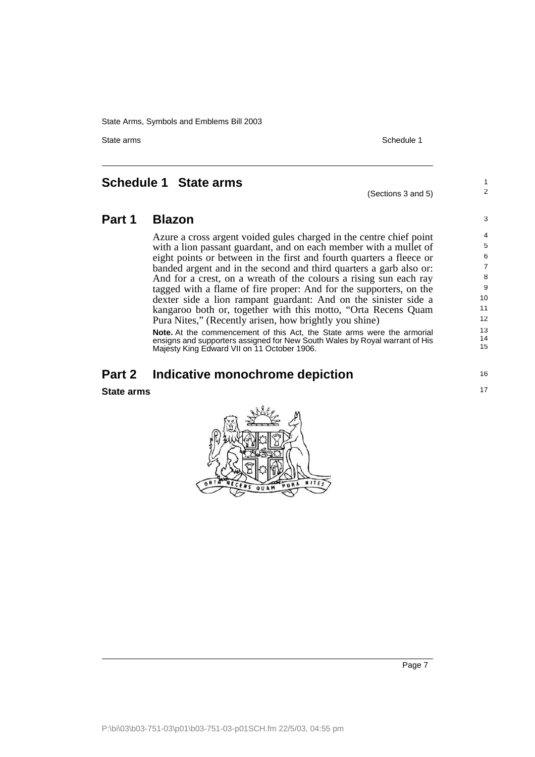## Schedule 1 State arms

(Sections 3 and 5)

## Part 1 Blazon

Azure a cross argent voided gules charged in the centre chief point with a lion passant guardant, and on each member with a mullet of eight points or between in the first and fourth quarters a fleece or banded argent and in the second and third quarters a garb also or: And for a crest, on a wreath of the colours a rising sun each ray tagged with a flame of fire proper: And for the supporters, on the dexter side a lion rampant guardant: And on the sinister side a kangaroo both or, together with this motto, "Orta Recens Quam Pura Nites," (Recently arisen, how brightly you shine)

**Note.** At the commencement of this Act, the State arms were the armorial ensigns and supporters assigned for New South Wales by Royal warrant of His Majesty King Edward VII on 11 October 1906.

## Part 2 Indicative monochrome depiction

**State arms**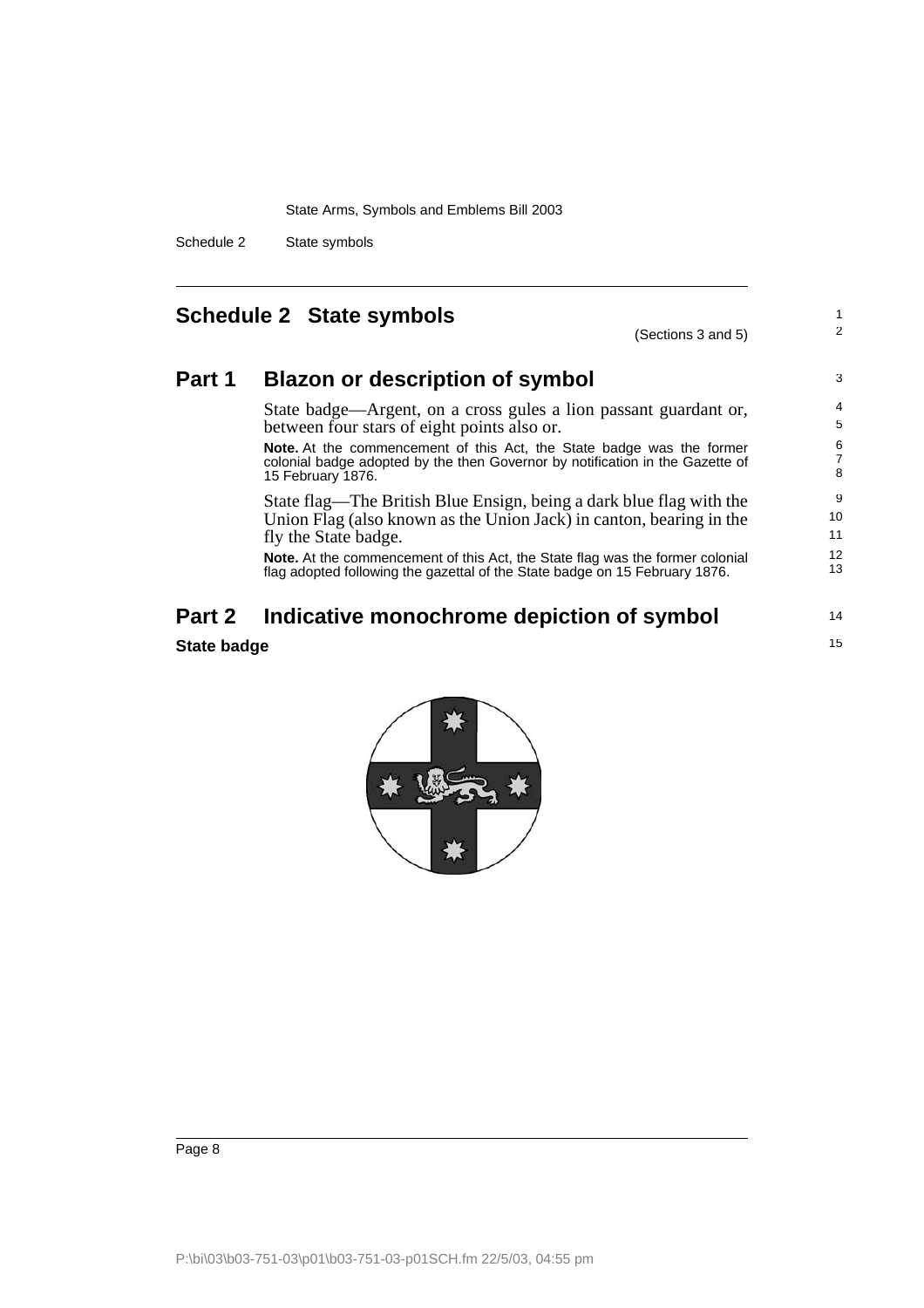## Schedule 2 State symbols

(Sections 3 and 5)

### Part 1 Blazon or description of symbol

State badge—Argent, on a cross gules a lion passant guardant or, between four stars of eight points also or.

**Note.** At the commencement of this Act, the State badge was the former colonial badge adopted by the then Governor by notification in the Gazette of 15 February 1876.

State flag—The British Blue Ensign, being a dark blue flag with the Union Flag (also known as the Union Jack) in canton, bearing in the fly the State badge.

**Note.** At the commencement of this Act, the State flag was the former colonial flag adopted following the gazettal of the State badge on 15 February 1876.

### Part 2 Indicative monochrome depiction of symbol

**State badge**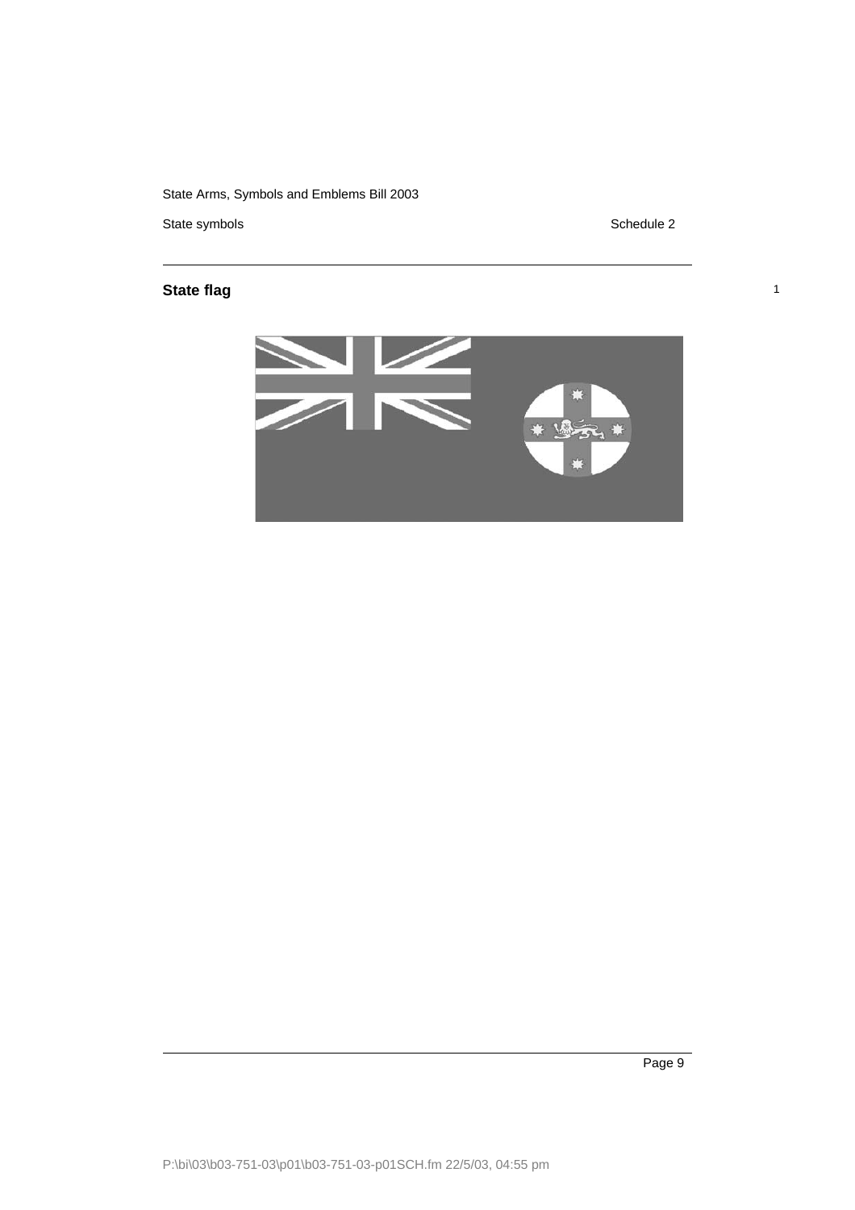## State flag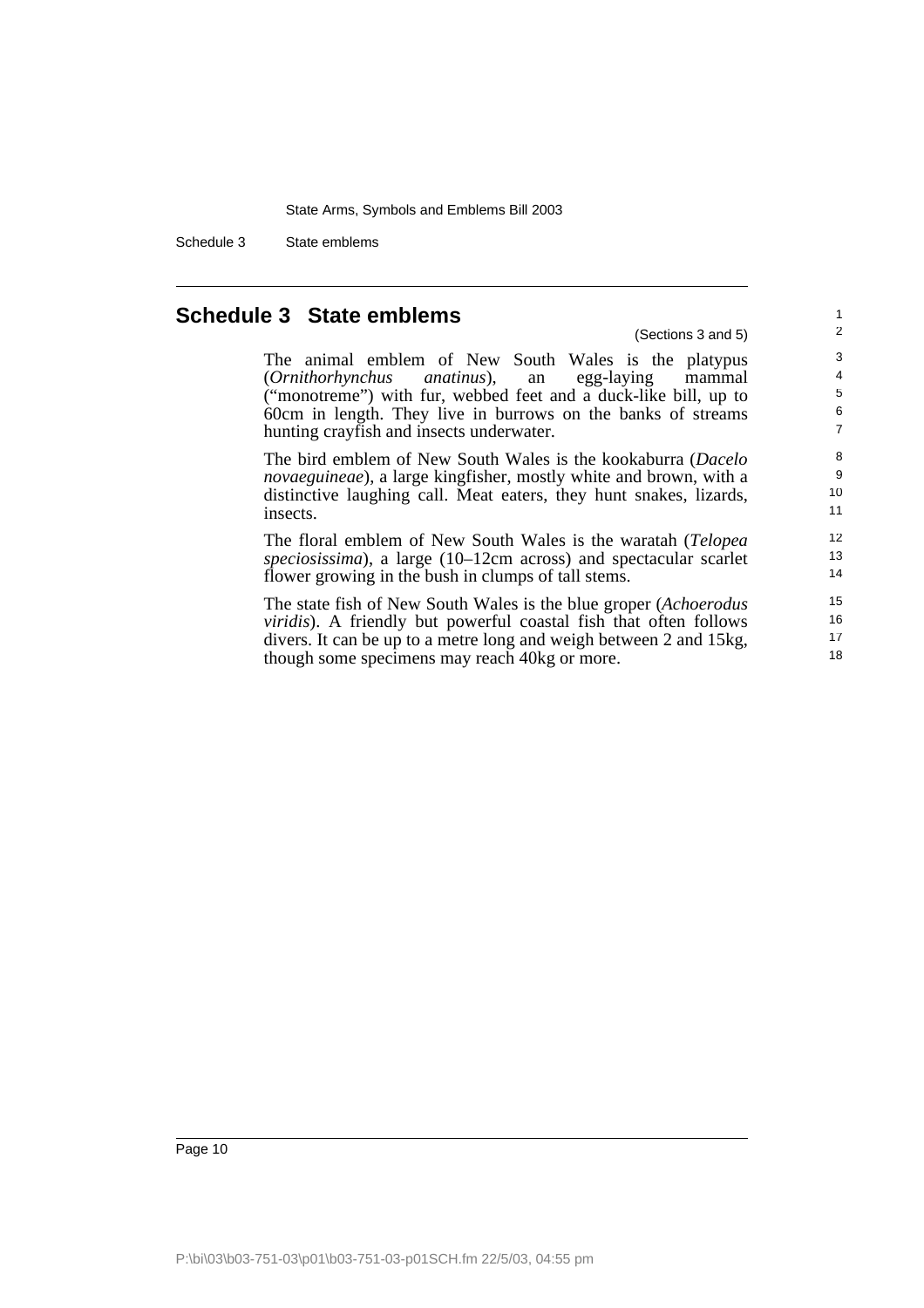## Schedule 3 State emblems

(Sections 3 and 5)

The animal emblem of New South Wales is the platypus (*Ornithorhynchus anatinus*), an egg-laying mammal ("monotreme") with fur, webbed feet and a duck-like bill, up to 60cm in length. They live in burrows on the banks of streams hunting crayfish and insects underwater.

The bird emblem of New South Wales is the kookaburra (*Dacelo novaeguineae*), a large kingfisher, mostly white and brown, with a distinctive laughing call. Meat eaters, they hunt snakes, lizards, insects.

The floral emblem of New South Wales is the waratah (*Telopea speciosissima*), a large (10–12cm across) and spectacular scarlet flower growing in the bush in clumps of tall stems.

The state fish of New South Wales is the blue groper (*Achoerodus viridis*). A friendly but powerful coastal fish that often follows divers. It can be up to a metre long and weigh between 2 and 15kg, though some specimens may reach 40kg or more.